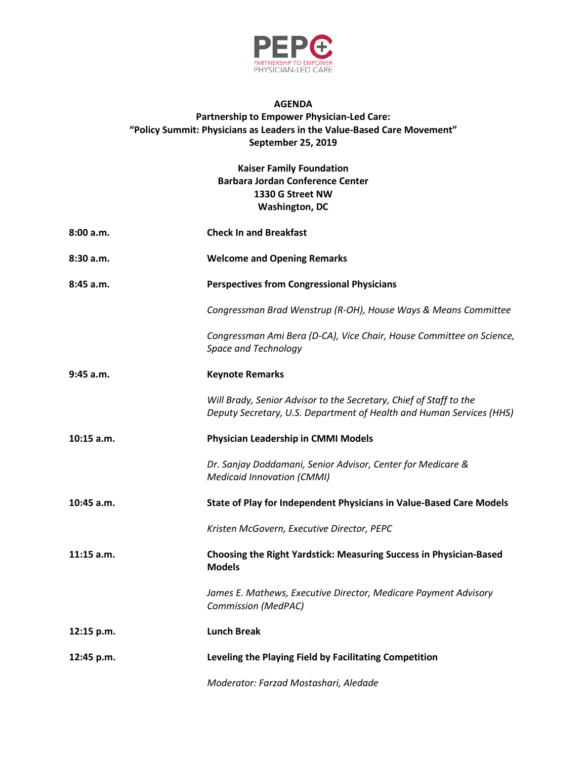PEPC
PARTNERSHIP TO EMPOWER PHYSICIAN-LED CARE

# AGENDA

## Partnership to Empower Physician-Led Care: "Policy Summit: Physicians as Leaders in the Value-Based Care Movement"

**September 25, 2019**

**Kaiser Family Foundation**
**Barbara Jordan Conference Center**
**1330 G Street NW**
**Washington, DC**

**8:00 a.m.** — **Check In and Breakfast**

**8:30 a.m.** — **Welcome and Opening Remarks**

**8:45 a.m.** — **Perspectives from Congressional Physicians**

*Congressman Brad Wenstrup (R-OH), House Ways & Means Committee*

*Congressman Ami Bera (D-CA), Vice Chair, House Committee on Science, Space and Technology*

**9:45 a.m.** — **Keynote Remarks**

*Will Brady, Senior Advisor to the Secretary, Chief of Staff to the Deputy Secretary, U.S. Department of Health and Human Services (HHS)*

**10:15 a.m.** — **Physician Leadership in CMMI Models**

*Dr. Sanjay Doddamani, Senior Advisor, Center for Medicare & Medicaid Innovation (CMMI)*

**10:45 a.m.** — **State of Play for Independent Physicians in Value-Based Care Models**

*Kristen McGovern, Executive Director, PEPC*

**11:15 a.m.** — **Choosing the Right Yardstick: Measuring Success in Physician-Based Models**

*James E. Mathews, Executive Director, Medicare Payment Advisory Commission (MedPAC)*

**12:15 p.m.** — **Lunch Break**

**12:45 p.m.** — **Leveling the Playing Field by Facilitating Competition**

*Moderator: Farzad Mostashari, Aledade*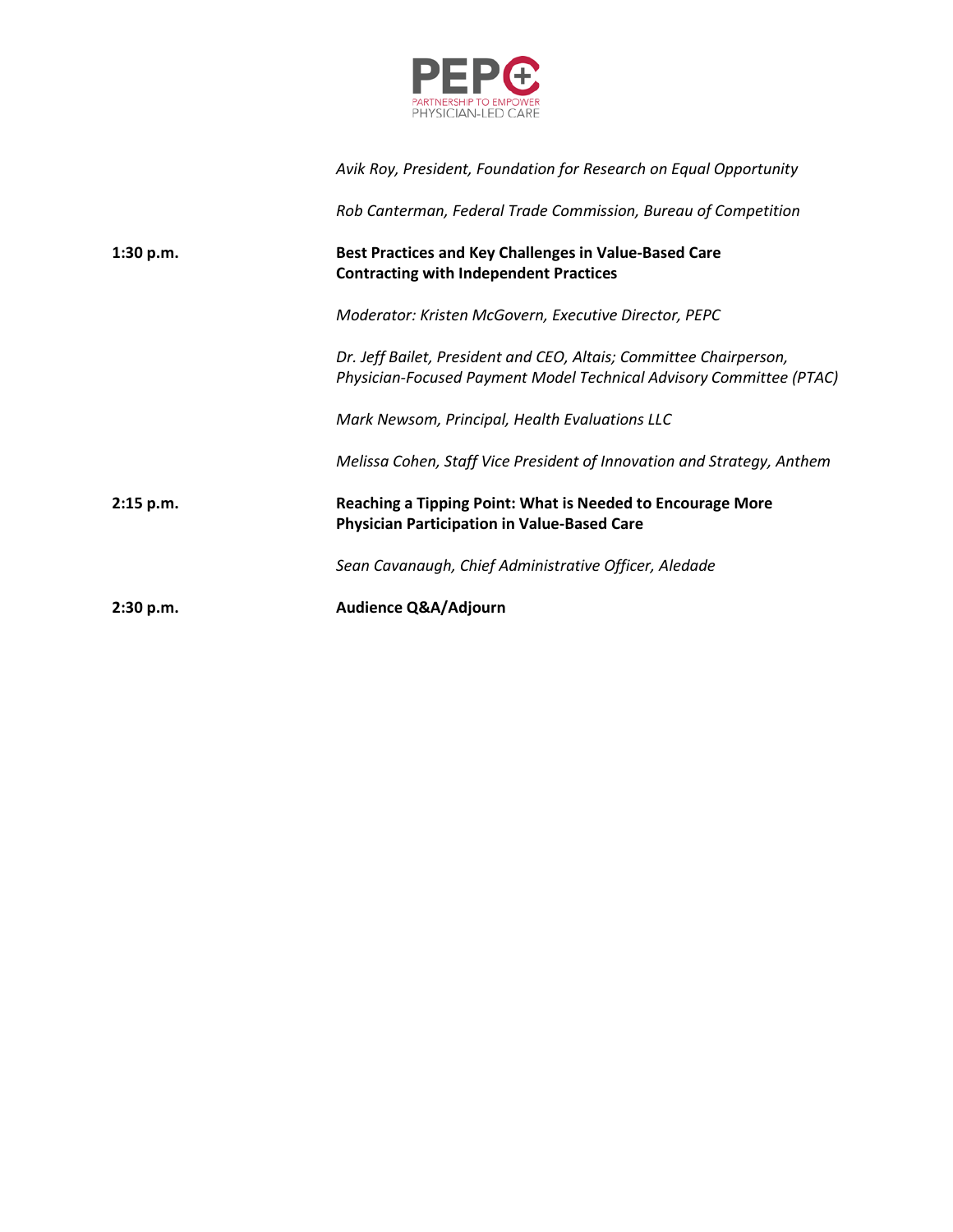*Avik Roy, President, Foundation for Research on Equal Opportunity*

*Rob Canterman, Federal Trade Commission, Bureau of Competition*

**1:30 p.m.** **Best Practices and Key Challenges in Value-Based Care Contracting with Independent Practices**

*Moderator: Kristen McGovern, Executive Director, PEPC*

*Dr. Jeff Bailet, President and CEO, Altais; Committee Chairperson, Physician-Focused Payment Model Technical Advisory Committee (PTAC)*

*Mark Newsom, Principal, Health Evaluations LLC*

*Melissa Cohen, Staff Vice President of Innovation and Strategy, Anthem*

**2:15 p.m.** **Reaching a Tipping Point: What is Needed to Encourage More Physician Participation in Value-Based Care**

*Sean Cavanaugh, Chief Administrative Officer, Aledade*

**2:30 p.m.** **Audience Q&A/Adjourn**